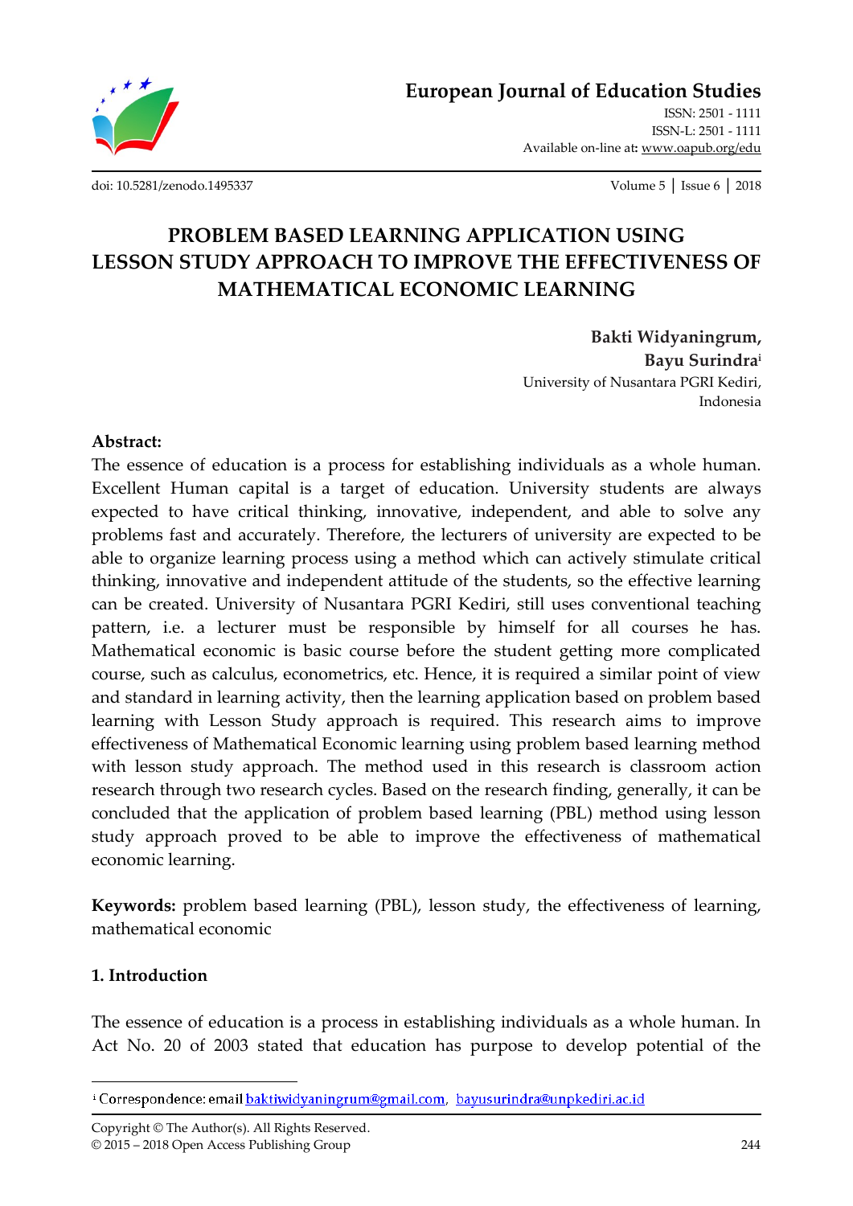# European Journal of Education Studies

ISSN: 2501 - 1111
ISSN-L: 2501 - 1111
Available on-line at: www.oapub.org/edu

doi: 10.5281/zenodo.1495337

## PROBLEM BASED LEARNING APPLICATION USING LESSON STUDY APPROACH TO IMPROVE THE EFFECTIVENESS OF MATHEMATICAL ECONOMIC LEARNING

**Bakti Widyaningrum,**
**Bayu Surindra**[i]
University of Nusantara PGRI Kediri,
Indonesia

**Abstract:**

The essence of education is a process for establishing individuals as a whole human. Excellent Human capital is a target of education. University students are always expected to have critical thinking, innovative, independent, and able to solve any problems fast and accurately. Therefore, the lecturers of university are expected to be able to organize learning process using a method which can actively stimulate critical thinking, innovative and independent attitude of the students, so the effective learning can be created. University of Nusantara PGRI Kediri, still uses conventional teaching pattern, i.e. a lecturer must be responsible by himself for all courses he has. Mathematical economic is basic course before the student getting more complicated course, such as calculus, econometrics, etc. Hence, it is required a similar point of view and standard in learning activity, then the learning application based on problem based learning with Lesson Study approach is required. This research aims to improve effectiveness of Mathematical Economic learning using problem based learning method with lesson study approach. The method used in this research is classroom action research through two research cycles. Based on the research finding, generally, it can be concluded that the application of problem based learning (PBL) method using lesson study approach proved to be able to improve the effectiveness of mathematical economic learning.

**Keywords:** problem based learning (PBL), lesson study, the effectiveness of learning, mathematical economic

### 1. Introduction

The essence of education is a process in establishing individuals as a whole human. In Act No. 20 of 2003 stated that education has purpose to develop potential of the

[i] Correspondence: email baktiwidyaningrum@gmail.com, bayusurindra@unpkediri.ac.id

Copyright © The Author(s). All Rights Reserved.
© 2015 – 2018 Open Access Publishing Group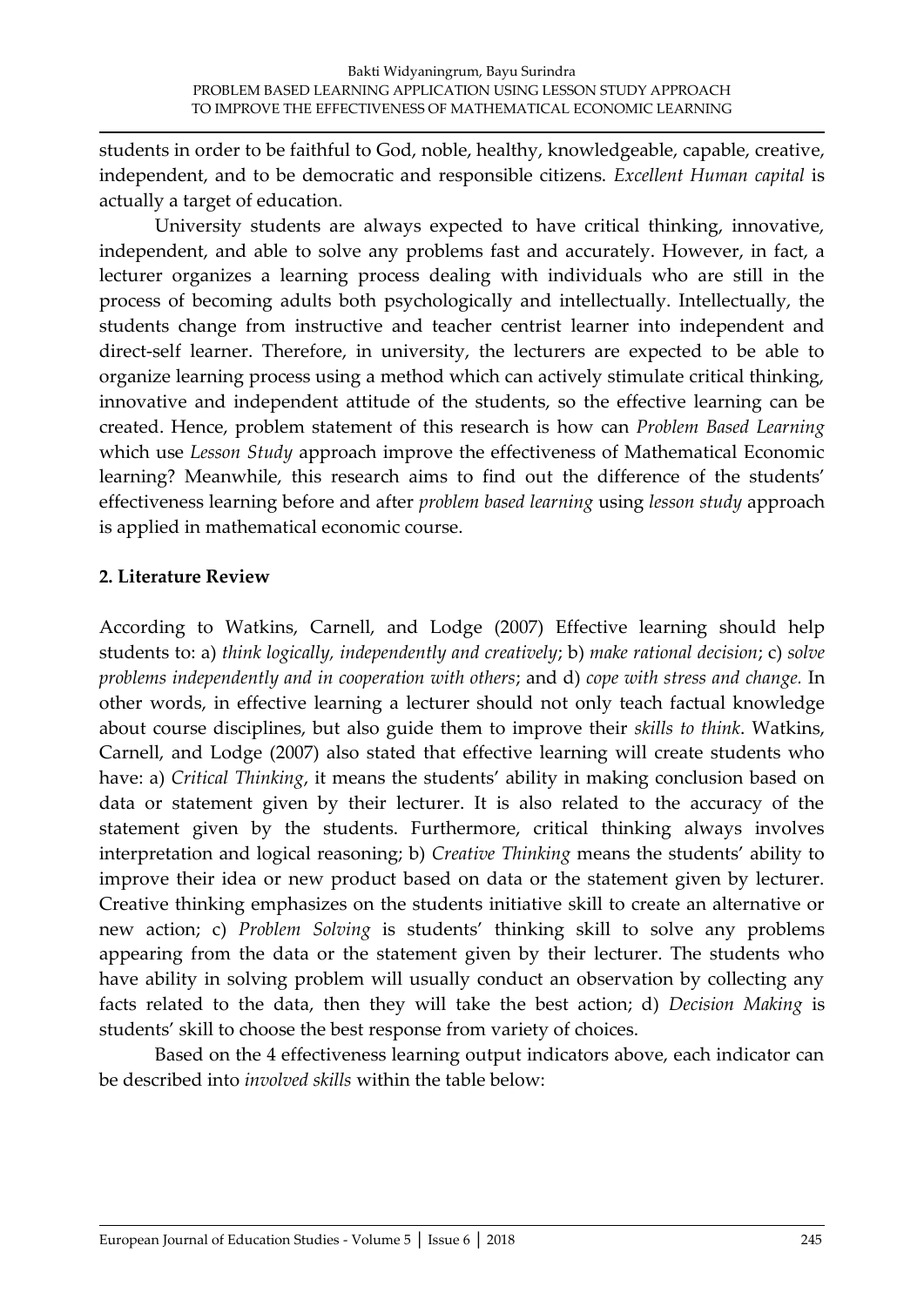students in order to be faithful to God, noble, healthy, knowledgeable, capable, creative, independent, and to be democratic and responsible citizens. *Excellent Human capital* is actually a target of education.

University students are always expected to have critical thinking, innovative, independent, and able to solve any problems fast and accurately. However, in fact, a lecturer organizes a learning process dealing with individuals who are still in the process of becoming adults both psychologically and intellectually. Intellectually, the students change from instructive and teacher centrist learner into independent and direct-self learner. Therefore, in university, the lecturers are expected to be able to organize learning process using a method which can actively stimulate critical thinking, innovative and independent attitude of the students, so the effective learning can be created. Hence, problem statement of this research is how can *Problem Based Learning* which use *Lesson Study* approach improve the effectiveness of Mathematical Economic learning? Meanwhile, this research aims to find out the difference of the students' effectiveness learning before and after *problem based learning* using *lesson study* approach is applied in mathematical economic course.

## 2. Literature Review

According to Watkins, Carnell, and Lodge (2007) Effective learning should help students to: a) *think logically, independently and creatively*; b) *make rational decision*; c) *solve problems independently and in cooperation with others*; and d) *cope with stress and change.* In other words, in effective learning a lecturer should not only teach factual knowledge about course disciplines, but also guide them to improve their *skills to think*. Watkins, Carnell, and Lodge (2007) also stated that effective learning will create students who have: a) *Critical Thinking*, it means the students' ability in making conclusion based on data or statement given by their lecturer. It is also related to the accuracy of the statement given by the students. Furthermore, critical thinking always involves interpretation and logical reasoning; b) *Creative Thinking* means the students' ability to improve their idea or new product based on data or the statement given by lecturer. Creative thinking emphasizes on the students initiative skill to create an alternative or new action; c) *Problem Solving* is students' thinking skill to solve any problems appearing from the data or the statement given by their lecturer. The students who have ability in solving problem will usually conduct an observation by collecting any facts related to the data, then they will take the best action; d) *Decision Making* is students' skill to choose the best response from variety of choices.

Based on the 4 effectiveness learning output indicators above, each indicator can be described into *involved skills* within the table below: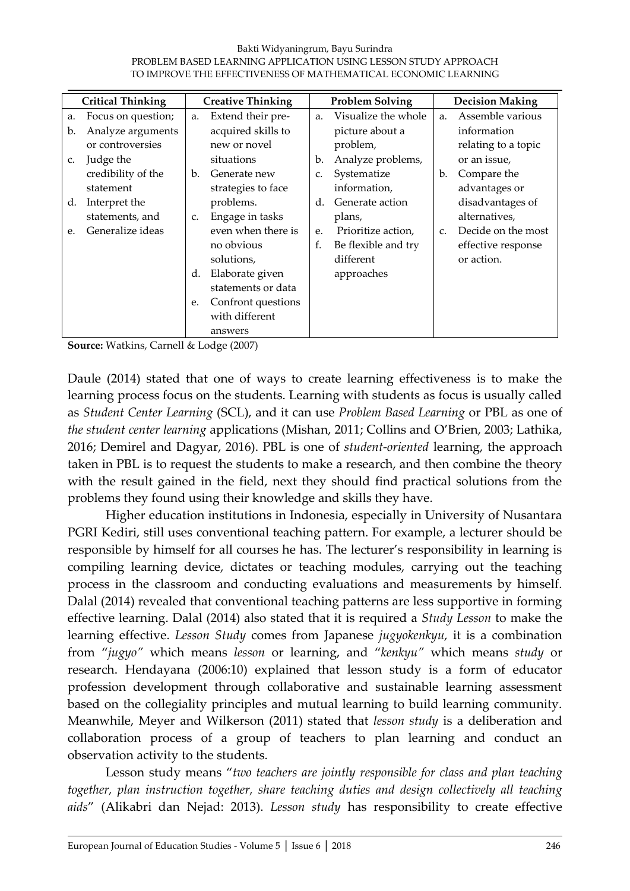| Critical Thinking | Creative Thinking | Problem Solving | Decision Making |
|---|---|---|---|
| a. Focus on question;<br>b. Analyze arguments or controversies<br>c. Judge the credibility of the statement<br>d. Interpret the statements, and<br>e. Generalize ideas | a. Extend their pre-acquired skills to new or novel situations<br>b. Generate new strategies to face problems.<br>c. Engage in tasks even when there is no obvious solutions,<br>d. Elaborate given statements or data<br>e. Confront questions with different answers | a. Visualize the whole picture about a problem,<br>b. Analyze problems,<br>c. Systematize information,<br>d. Generate action plans,<br>e. Prioritize action,<br>f. Be flexible and try different approaches | a. Assemble various information relating to a topic or an issue,<br>b. Compare the advantages or disadvantages of alternatives,<br>c. Decide on the most effective response or action. |

**Source:** Watkins, Carnell & Lodge (2007)

Daule (2014) stated that one of ways to create learning effectiveness is to make the learning process focus on the students. Learning with students as focus is usually called as *Student Center Learning* (SCL), and it can use *Problem Based Learning* or PBL as one of *the student center learning* applications (Mishan, 2011; Collins and O'Brien, 2003; Lathika, 2016; Demirel and Dagyar, 2016). PBL is one of *student-oriented* learning, the approach taken in PBL is to request the students to make a research, and then combine the theory with the result gained in the field, next they should find practical solutions from the problems they found using their knowledge and skills they have.

Higher education institutions in Indonesia, especially in University of Nusantara PGRI Kediri, still uses conventional teaching pattern. For example, a lecturer should be responsible by himself for all courses he has. The lecturer's responsibility in learning is compiling learning device, dictates or teaching modules, carrying out the teaching process in the classroom and conducting evaluations and measurements by himself. Dalal (2014) revealed that conventional teaching patterns are less supportive in forming effective learning. Dalal (2014) also stated that it is required a *Study Lesson* to make the learning effective. *Lesson Study* comes from Japanese *jugyokenkyu,* it is a combination from "*jugyo"* which means *lesson* or learning, and "*kenkyu"* which means *study* or research. Hendayana (2006:10) explained that lesson study is a form of educator profession development through collaborative and sustainable learning assessment based on the collegiality principles and mutual learning to build learning community. Meanwhile, Meyer and Wilkerson (2011) stated that *lesson study* is a deliberation and collaboration process of a group of teachers to plan learning and conduct an observation activity to the students.

Lesson study means "*two teachers are jointly responsible for class and plan teaching together, plan instruction together, share teaching duties and design collectively all teaching aids*" (Alikabri dan Nejad: 2013). *Lesson study* has responsibility to create effective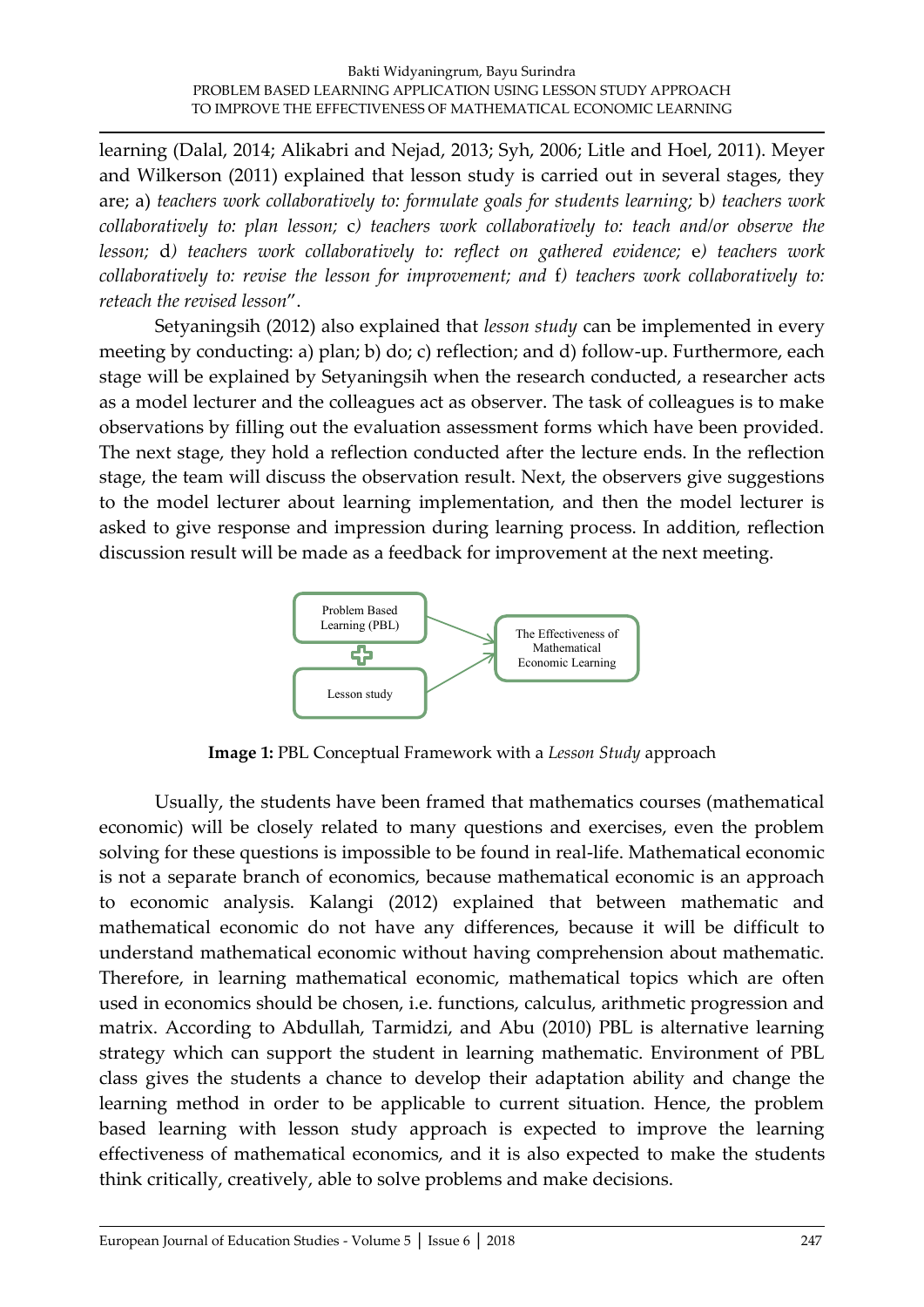learning (Dalal, 2014; Alikabri and Nejad, 2013; Syh, 2006; Litle and Hoel, 2011). Meyer and Wilkerson (2011) explained that lesson study is carried out in several stages, they are; a) *teachers work collaboratively to: formulate goals for students learning;* b*) teachers work collaboratively to: plan lesson;* c*) teachers work collaboratively to: teach and/or observe the lesson;* d*) teachers work collaboratively to: reflect on gathered evidence;* e*) teachers work collaboratively to: revise the lesson for improvement; and* f*) teachers work collaboratively to: reteach the revised lesson*".

Setyaningsih (2012) also explained that *lesson study* can be implemented in every meeting by conducting: a) plan; b) do; c) reflection; and d) follow-up. Furthermore, each stage will be explained by Setyaningsih when the research conducted, a researcher acts as a model lecturer and the colleagues act as observer. The task of colleagues is to make observations by filling out the evaluation assessment forms which have been provided. The next stage, they hold a reflection conducted after the lecture ends. In the reflection stage, the team will discuss the observation result. Next, the observers give suggestions to the model lecturer about learning implementation, and then the model lecturer is asked to give response and impression during learning process. In addition, reflection discussion result will be made as a feedback for improvement at the next meeting.

Problem Based Learning (PBL)

Lesson study

The Effectiveness of Mathematical Economic Learning

**Image 1:** PBL Conceptual Framework with a *Lesson Study* approach

Usually, the students have been framed that mathematics courses (mathematical economic) will be closely related to many questions and exercises, even the problem solving for these questions is impossible to be found in real-life. Mathematical economic is not a separate branch of economics, because mathematical economic is an approach to economic analysis. Kalangi (2012) explained that between mathematic and mathematical economic do not have any differences, because it will be difficult to understand mathematical economic without having comprehension about mathematic. Therefore, in learning mathematical economic, mathematical topics which are often used in economics should be chosen, i.e. functions, calculus, arithmetic progression and matrix. According to Abdullah, Tarmidzi, and Abu (2010) PBL is alternative learning strategy which can support the student in learning mathematic. Environment of PBL class gives the students a chance to develop their adaptation ability and change the learning method in order to be applicable to current situation. Hence, the problem based learning with lesson study approach is expected to improve the learning effectiveness of mathematical economics, and it is also expected to make the students think critically, creatively, able to solve problems and make decisions.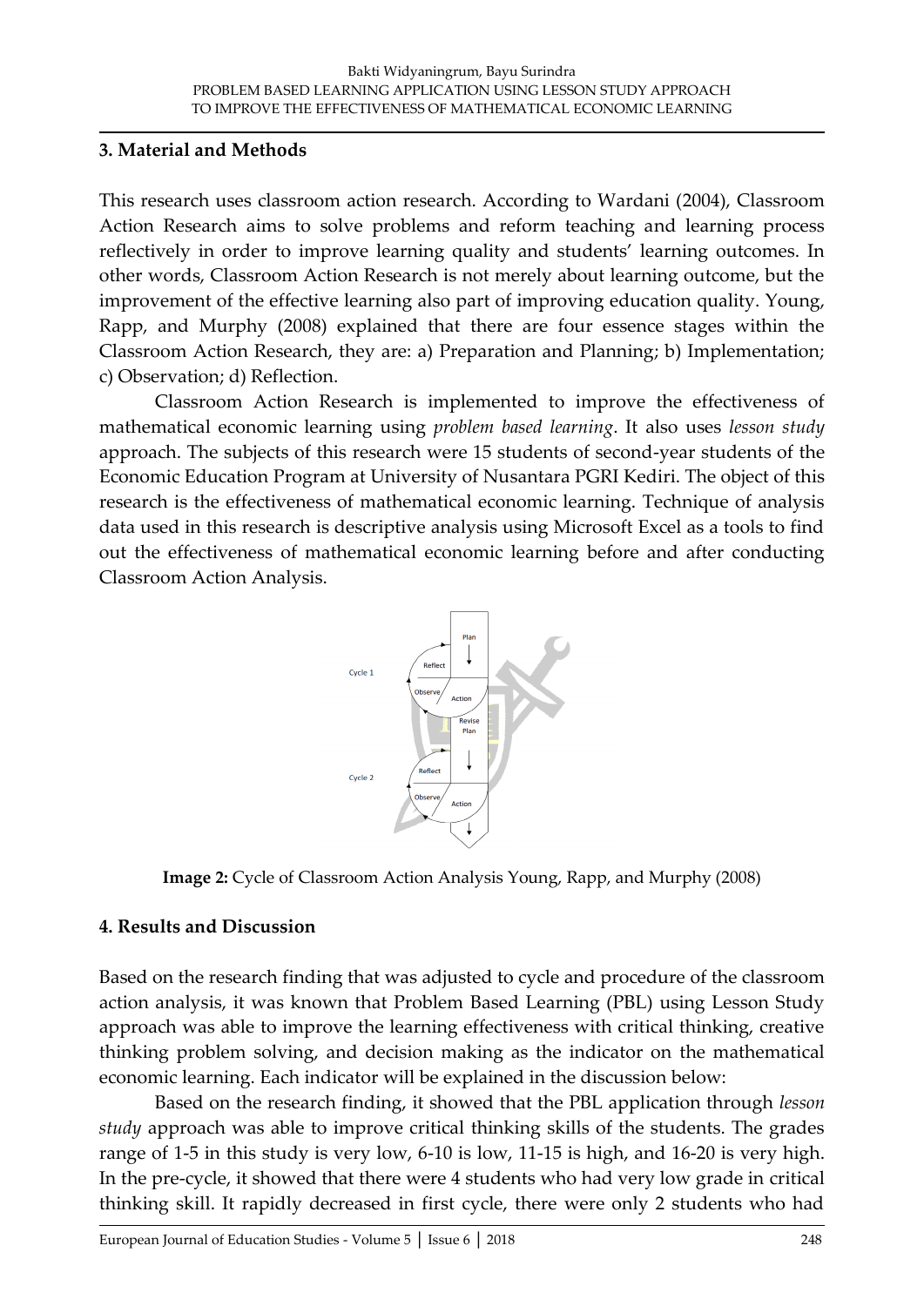## 3. Material and Methods

This research uses classroom action research. According to Wardani (2004), Classroom Action Research aims to solve problems and reform teaching and learning process reflectively in order to improve learning quality and students' learning outcomes. In other words, Classroom Action Research is not merely about learning outcome, but the improvement of the effective learning also part of improving education quality. Young, Rapp, and Murphy (2008) explained that there are four essence stages within the Classroom Action Research, they are: a) Preparation and Planning; b) Implementation; c) Observation; d) Reflection.

Classroom Action Research is implemented to improve the effectiveness of mathematical economic learning using *problem based learning*. It also uses *lesson study* approach. The subjects of this research were 15 students of second-year students of the Economic Education Program at University of Nusantara PGRI Kediri. The object of this research is the effectiveness of mathematical economic learning. Technique of analysis data used in this research is descriptive analysis using Microsoft Excel as a tools to find out the effectiveness of mathematical economic learning before and after conducting Classroom Action Analysis.

**Image 2:** Cycle of Classroom Action Analysis Young, Rapp, and Murphy (2008)

## 4. Results and Discussion

Based on the research finding that was adjusted to cycle and procedure of the classroom action analysis, it was known that Problem Based Learning (PBL) using Lesson Study approach was able to improve the learning effectiveness with critical thinking, creative thinking problem solving, and decision making as the indicator on the mathematical economic learning. Each indicator will be explained in the discussion below:

Based on the research finding, it showed that the PBL application through *lesson study* approach was able to improve critical thinking skills of the students. The grades range of 1-5 in this study is very low, 6-10 is low, 11-15 is high, and 16-20 is very high. In the pre-cycle, it showed that there were 4 students who had very low grade in critical thinking skill. It rapidly decreased in first cycle, there were only 2 students who had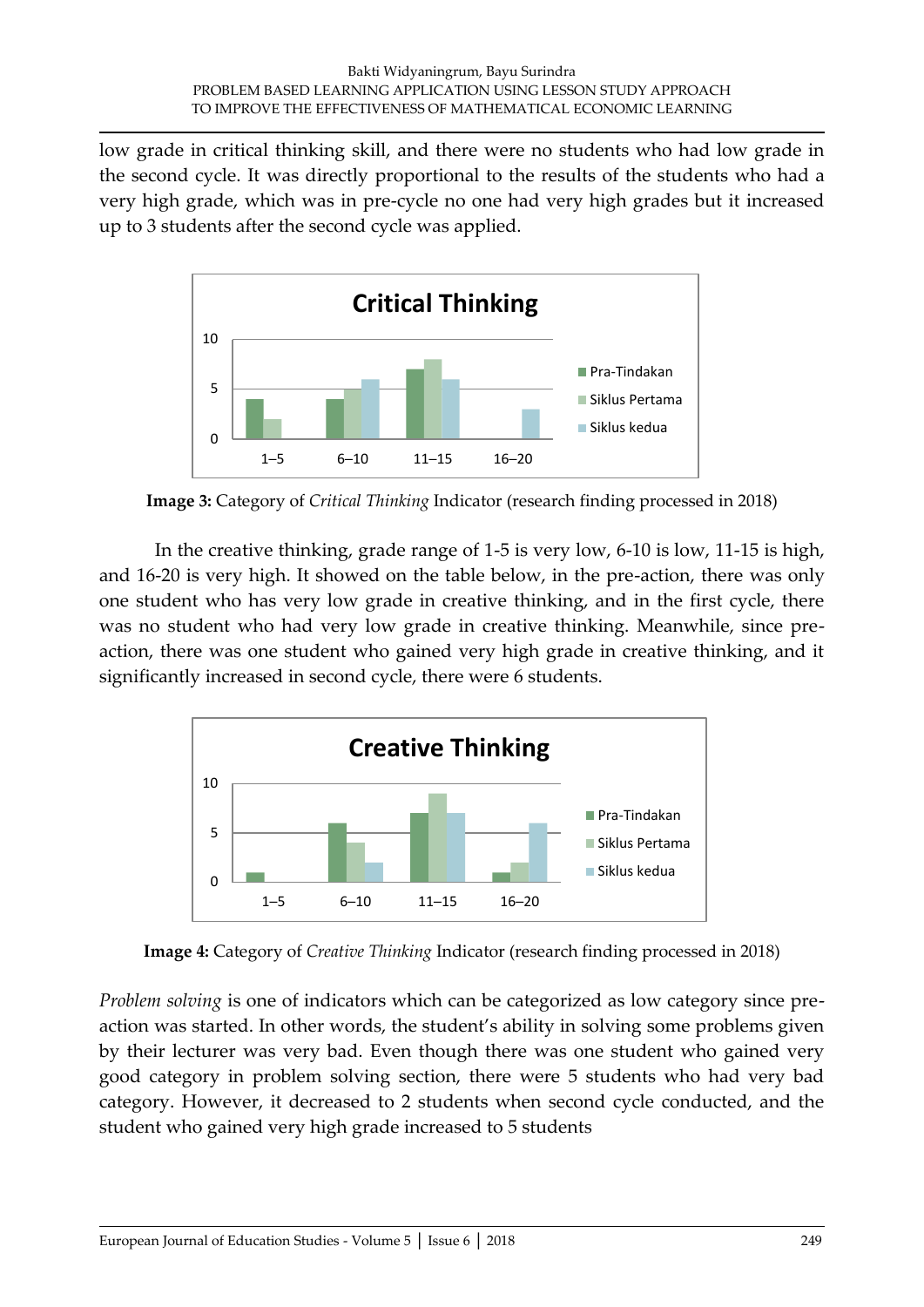low grade in critical thinking skill, and there were no students who had low grade in the second cycle. It was directly proportional to the results of the students who had a very high grade, which was in pre-cycle no one had very high grades but it increased up to 3 students after the second cycle was applied.

**Image 3:** Category of *Critical Thinking* Indicator (research finding processed in 2018)

In the creative thinking, grade range of 1-5 is very low, 6-10 is low, 11-15 is high, and 16-20 is very high. It showed on the table below, in the pre-action, there was only one student who has very low grade in creative thinking, and in the first cycle, there was no student who had very low grade in creative thinking. Meanwhile, since pre-action, there was one student who gained very high grade in creative thinking, and it significantly increased in second cycle, there were 6 students.

**Image 4:** Category of *Creative Thinking* Indicator (research finding processed in 2018)

*Problem solving* is one of indicators which can be categorized as low category since pre-action was started. In other words, the student's ability in solving some problems given by their lecturer was very bad. Even though there was one student who gained very good category in problem solving section, there were 5 students who had very bad category. However, it decreased to 2 students when second cycle conducted, and the student who gained very high grade increased to 5 students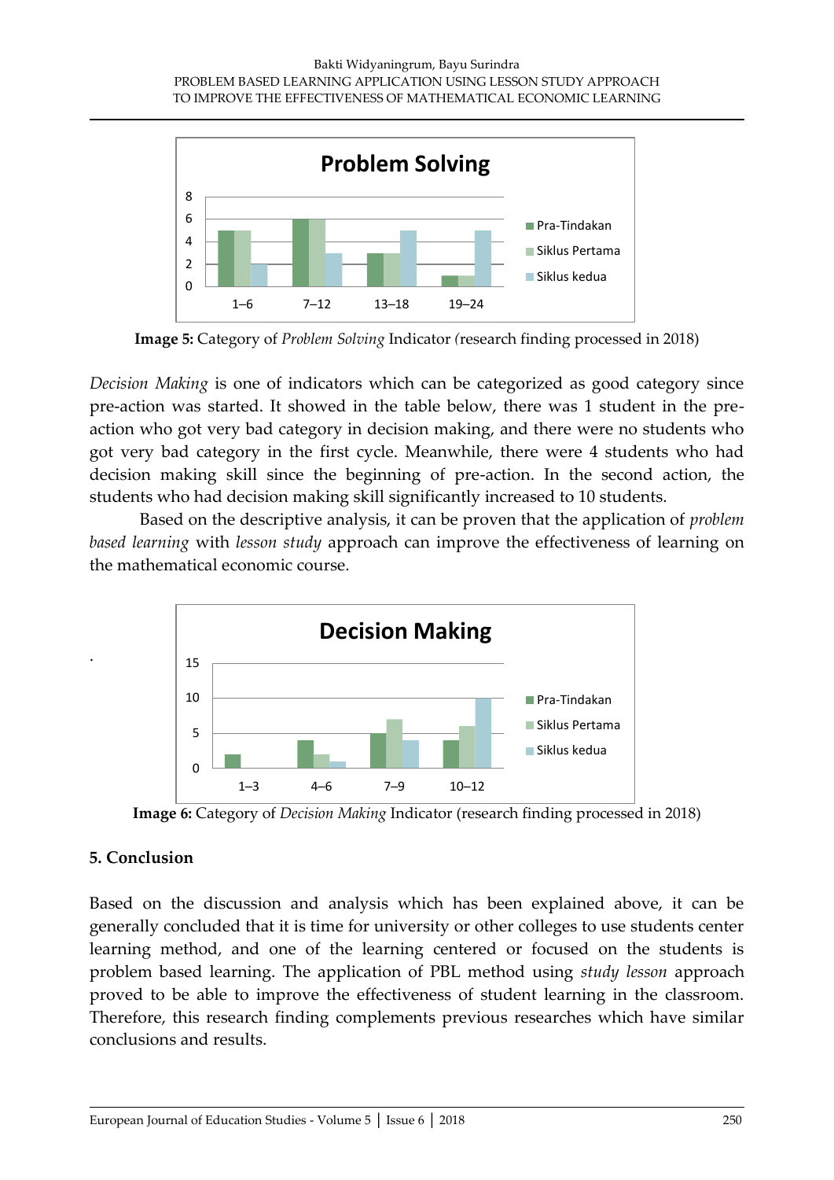**Image 5:** Category of *Problem Solving* Indicator *(*research finding processed in 2018)

*Decision Making* is one of indicators which can be categorized as good category since pre-action was started. It showed in the table below, there was 1 student in the pre-action who got very bad category in decision making, and there were no students who got very bad category in the first cycle. Meanwhile, there were 4 students who had decision making skill since the beginning of pre-action. In the second action, the students who had decision making skill significantly increased to 10 students.

Based on the descriptive analysis, it can be proven that the application of *problem based learning* with *lesson study* approach can improve the effectiveness of learning on the mathematical economic course.

**Image 6:** Category of *Decision Making* Indicator (research finding processed in 2018)

## 5. Conclusion

Based on the discussion and analysis which has been explained above, it can be generally concluded that it is time for university or other colleges to use students center learning method, and one of the learning centered or focused on the students is problem based learning. The application of PBL method using *study lesson* approach proved to be able to improve the effectiveness of student learning in the classroom. Therefore, this research finding complements previous researches which have similar conclusions and results.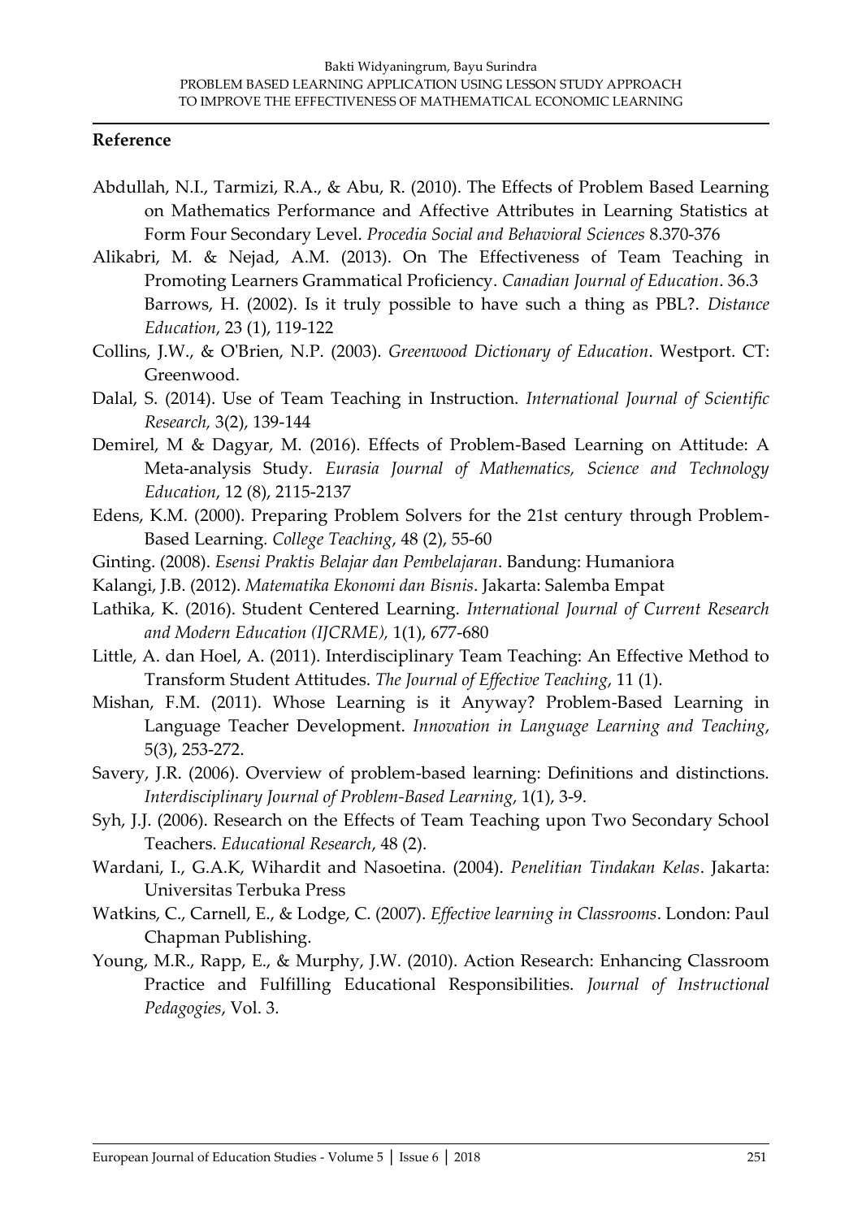## Reference

Abdullah, N.I., Tarmizi, R.A., & Abu, R. (2010). The Effects of Problem Based Learning on Mathematics Performance and Affective Attributes in Learning Statistics at Form Four Secondary Level. *Procedia Social and Behavioral Sciences* 8.370-376

Alikabri, M. & Nejad, A.M. (2013). On The Effectiveness of Team Teaching in Promoting Learners Grammatical Proficiency. *Canadian Journal of Education*. 36.3 Barrows, H. (2002). Is it truly possible to have such a thing as PBL?. *Distance Education*, 23 (1), 119-122

Collins, J.W., & O'Brien, N.P. (2003). *Greenwood Dictionary of Education*. Westport. CT: Greenwood.

Dalal, S. (2014). Use of Team Teaching in Instruction. *International Journal of Scientific Research,* 3(2), 139-144

Demirel, M & Dagyar, M. (2016). Effects of Problem-Based Learning on Attitude: A Meta-analysis Study. *Eurasia Journal of Mathematics, Science and Technology Education*, 12 (8), 2115-2137

Edens, K.M. (2000). Preparing Problem Solvers for the 21st century through Problem-Based Learning. *College Teaching*, 48 (2), 55-60

Ginting. (2008). *Esensi Praktis Belajar dan Pembelajaran*. Bandung: Humaniora

Kalangi, J.B. (2012). *Matematika Ekonomi dan Bisnis*. Jakarta: Salemba Empat

Lathika, K. (2016). Student Centered Learning. *International Journal of Current Research and Modern Education (IJCRME),* 1(1), 677-680

Little, A. dan Hoel, A. (2011). Interdisciplinary Team Teaching: An Effective Method to Transform Student Attitudes. *The Journal of Effective Teaching*, 11 (1).

Mishan, F.M. (2011). Whose Learning is it Anyway? Problem-Based Learning in Language Teacher Development. *Innovation in Language Learning and Teaching*, 5(3), 253-272.

Savery, J.R. (2006). Overview of problem-based learning: Definitions and distinctions. *Interdisciplinary Journal of Problem-Based Learning*, 1(1), 3-9.

Syh, J.J. (2006). Research on the Effects of Team Teaching upon Two Secondary School Teachers. *Educational Research*, 48 (2).

Wardani, I., G.A.K, Wihardit and Nasoetina. (2004). *Penelitian Tindakan Kelas*. Jakarta: Universitas Terbuka Press

Watkins, C., Carnell, E., & Lodge, C. (2007). *Effective learning in Classrooms*. London: Paul Chapman Publishing.

Young, M.R., Rapp, E., & Murphy, J.W. (2010). Action Research: Enhancing Classroom Practice and Fulfilling Educational Responsibilities. *Journal of Instructional Pedagogies*, Vol. 3.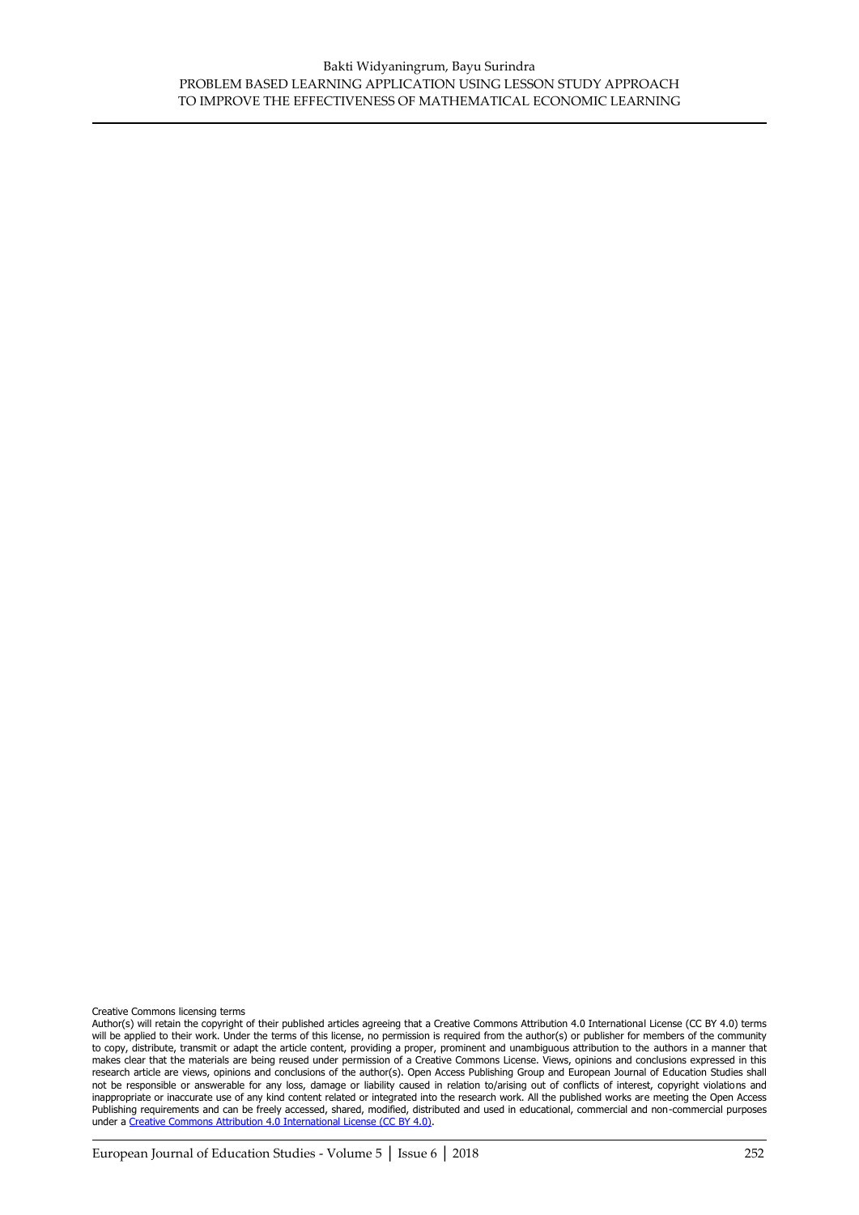Creative Commons licensing terms

Author(s) will retain the copyright of their published articles agreeing that a Creative Commons Attribution 4.0 International License (CC BY 4.0) terms will be applied to their work. Under the terms of this license, no permission is required from the author(s) or publisher for members of the community to copy, distribute, transmit or adapt the article content, providing a proper, prominent and unambiguous attribution to the authors in a manner that makes clear that the materials are being reused under permission of a Creative Commons License. Views, opinions and conclusions expressed in this research article are views, opinions and conclusions of the author(s). Open Access Publishing Group and European Journal of Education Studies shall not be responsible or answerable for any loss, damage or liability caused in relation to/arising out of conflicts of interest, copyright violations and inappropriate or inaccurate use of any kind content related or integrated into the research work. All the published works are meeting the Open Access Publishing requirements and can be freely accessed, shared, modified, distributed and used in educational, commercial and non-commercial purposes under a Creative Commons Attribution 4.0 International License (CC BY 4.0).